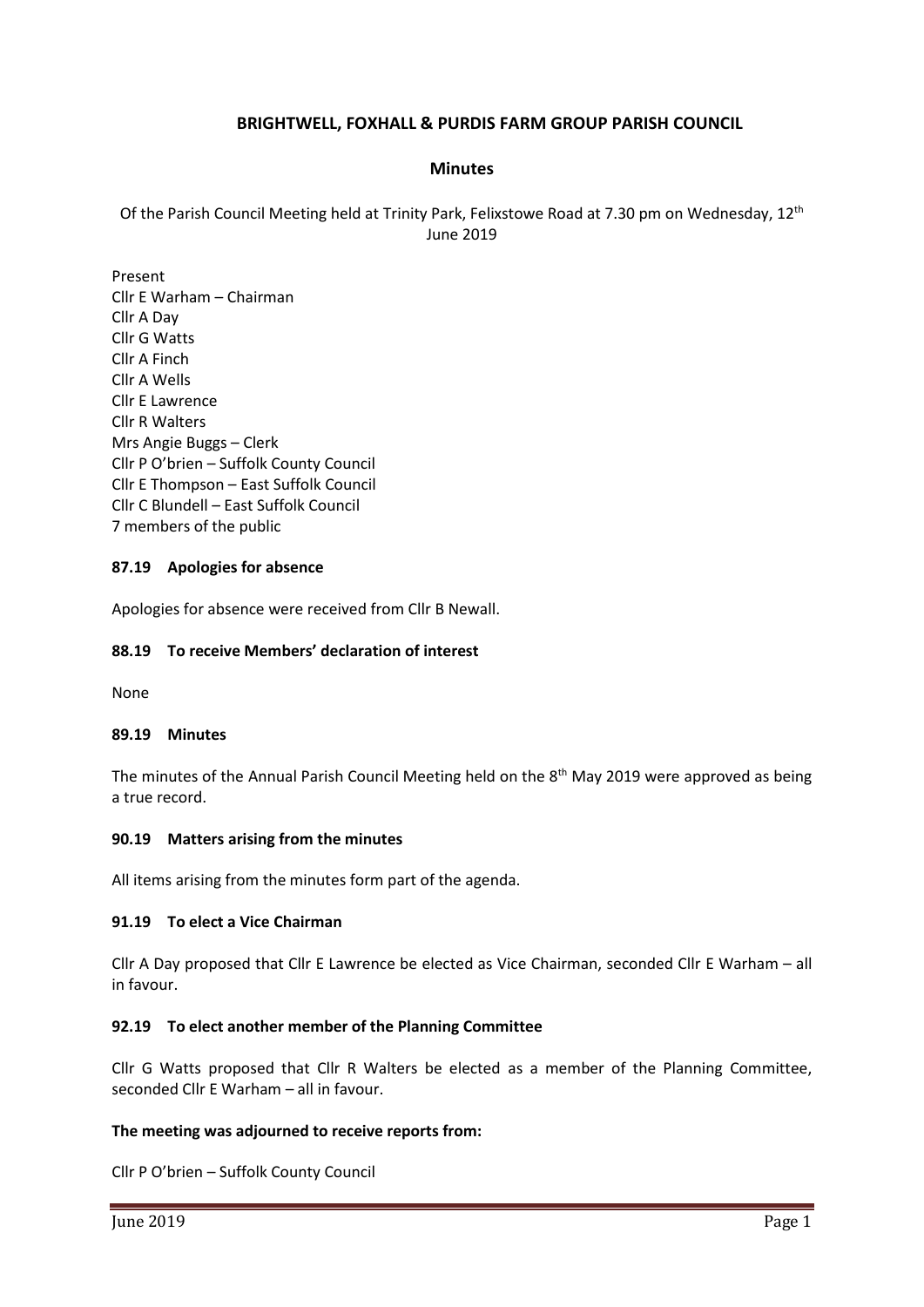# BRIGHTWELL, FOXHALL & PURDIS FARM GROUP PARISH COUNCIL

## Minutes

Of the Parish Council Meeting held at Trinity Park, Felixstowe Road at 7.30 pm on Wednesday, 12th June 2019

Present
Cllr E Warham – Chairman
Cllr A Day
Cllr G Watts
Cllr A Finch
Cllr A Wells
Cllr E Lawrence
Cllr R Walters
Mrs Angie Buggs – Clerk
Cllr P O'brien – Suffolk County Council
Cllr E Thompson – East Suffolk Council
Cllr C Blundell – East Suffolk Council
7 members of the public

### 87.19 Apologies for absence

Apologies for absence were received from Cllr B Newall.

### 88.19 To receive Members' declaration of interest

None

### 89.19 Minutes

The minutes of the Annual Parish Council Meeting held on the 8th May 2019 were approved as being a true record.

### 90.19 Matters arising from the minutes

All items arising from the minutes form part of the agenda.

### 91.19 To elect a Vice Chairman

Cllr A Day proposed that Cllr E Lawrence be elected as Vice Chairman, seconded Cllr E Warham – all in favour.

### 92.19 To elect another member of the Planning Committee

Cllr G Watts proposed that Cllr R Walters be elected as a member of the Planning Committee, seconded Cllr E Warham – all in favour.

**The meeting was adjourned to receive reports from:**

Cllr P O'brien – Suffolk County Council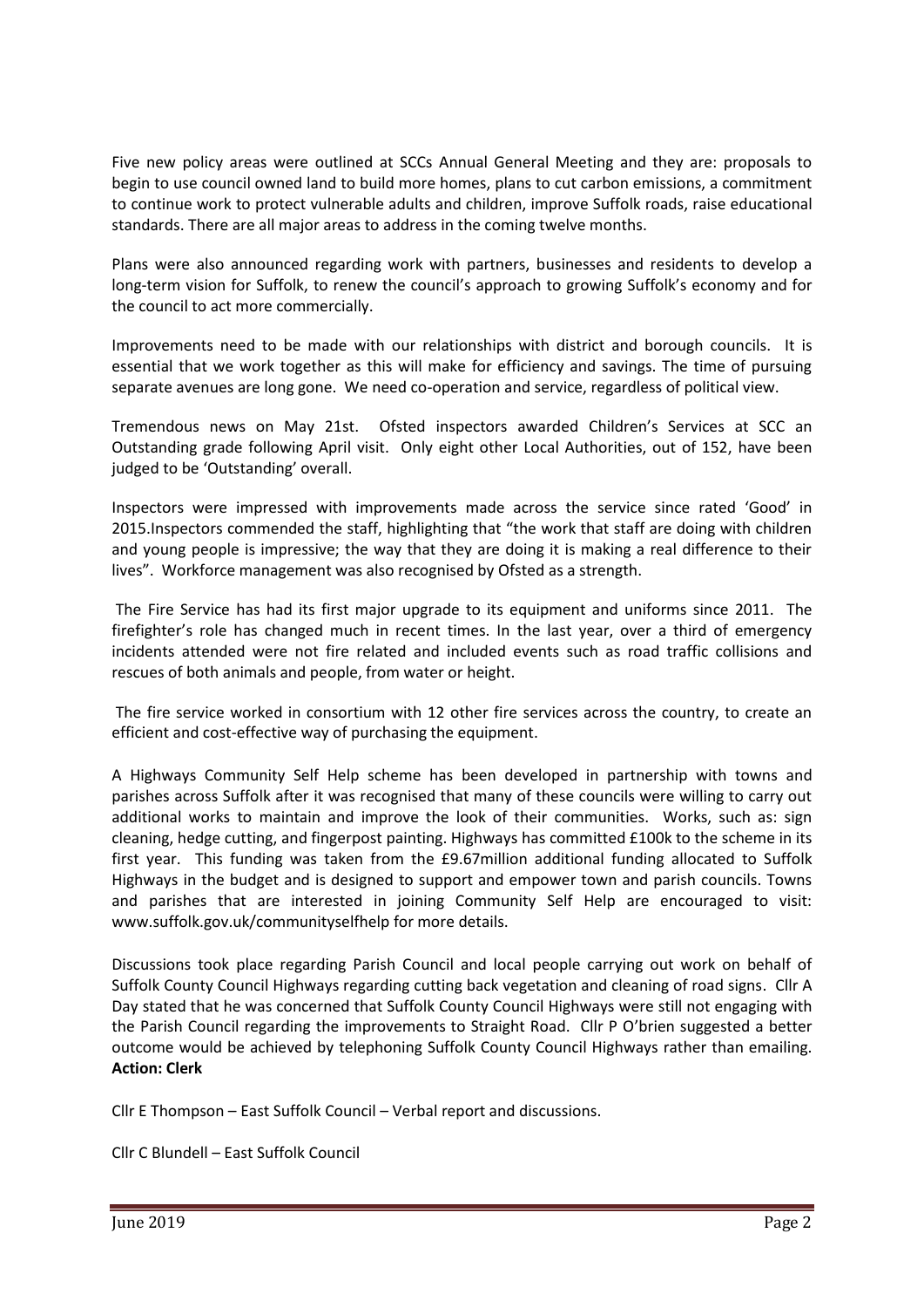Five new policy areas were outlined at SCCs Annual General Meeting and they are: proposals to begin to use council owned land to build more homes, plans to cut carbon emissions, a commitment to continue work to protect vulnerable adults and children, improve Suffolk roads, raise educational standards. There are all major areas to address in the coming twelve months.

Plans were also announced regarding work with partners, businesses and residents to develop a long-term vision for Suffolk, to renew the council's approach to growing Suffolk's economy and for the council to act more commercially.

Improvements need to be made with our relationships with district and borough councils. It is essential that we work together as this will make for efficiency and savings. The time of pursuing separate avenues are long gone. We need co-operation and service, regardless of political view.

Tremendous news on May 21st. Ofsted inspectors awarded Children's Services at SCC an Outstanding grade following April visit. Only eight other Local Authorities, out of 152, have been judged to be 'Outstanding' overall.

Inspectors were impressed with improvements made across the service since rated 'Good' in 2015.Inspectors commended the staff, highlighting that "the work that staff are doing with children and young people is impressive; the way that they are doing it is making a real difference to their lives". Workforce management was also recognised by Ofsted as a strength.

The Fire Service has had its first major upgrade to its equipment and uniforms since 2011. The firefighter's role has changed much in recent times. In the last year, over a third of emergency incidents attended were not fire related and included events such as road traffic collisions and rescues of both animals and people, from water or height.

The fire service worked in consortium with 12 other fire services across the country, to create an efficient and cost-effective way of purchasing the equipment.

A Highways Community Self Help scheme has been developed in partnership with towns and parishes across Suffolk after it was recognised that many of these councils were willing to carry out additional works to maintain and improve the look of their communities. Works, such as: sign cleaning, hedge cutting, and fingerpost painting. Highways has committed £100k to the scheme in its first year. This funding was taken from the £9.67million additional funding allocated to Suffolk Highways in the budget and is designed to support and empower town and parish councils. Towns and parishes that are interested in joining Community Self Help are encouraged to visit: www.suffolk.gov.uk/communityselfhelp for more details.

Discussions took place regarding Parish Council and local people carrying out work on behalf of Suffolk County Council Highways regarding cutting back vegetation and cleaning of road signs. Cllr A Day stated that he was concerned that Suffolk County Council Highways were still not engaging with the Parish Council regarding the improvements to Straight Road. Cllr P O'brien suggested a better outcome would be achieved by telephoning Suffolk County Council Highways rather than emailing. **Action: Clerk**

Cllr E Thompson – East Suffolk Council – Verbal report and discussions.

Cllr C Blundell – East Suffolk Council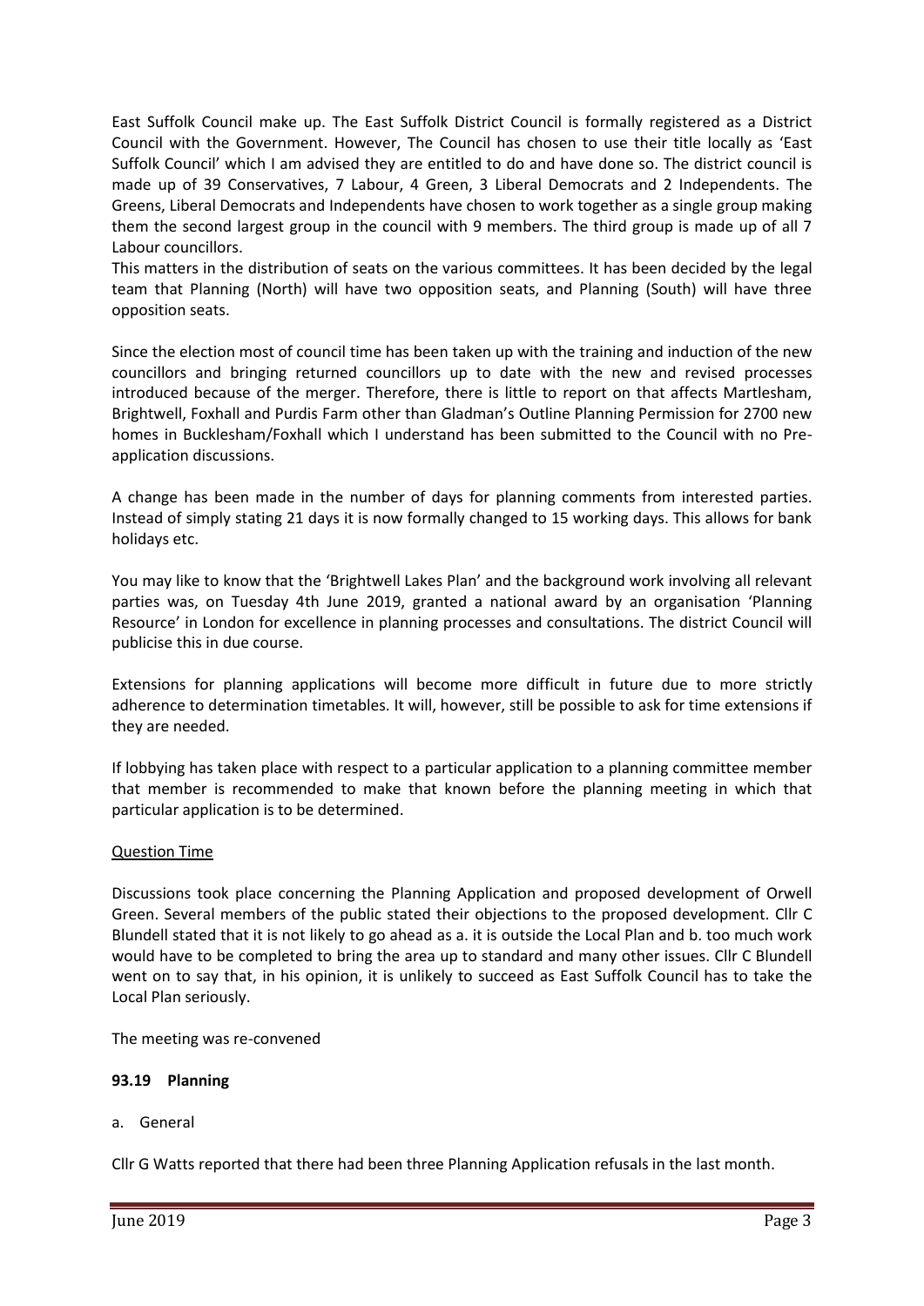East Suffolk Council make up. The East Suffolk District Council is formally registered as a District Council with the Government. However, The Council has chosen to use their title locally as 'East Suffolk Council' which I am advised they are entitled to do and have done so. The district council is made up of 39 Conservatives, 7 Labour, 4 Green, 3 Liberal Democrats and 2 Independents. The Greens, Liberal Democrats and Independents have chosen to work together as a single group making them the second largest group in the council with 9 members. The third group is made up of all 7 Labour councillors.

This matters in the distribution of seats on the various committees. It has been decided by the legal team that Planning (North) will have two opposition seats, and Planning (South) will have three opposition seats.

Since the election most of council time has been taken up with the training and induction of the new councillors and bringing returned councillors up to date with the new and revised processes introduced because of the merger. Therefore, there is little to report on that affects Martlesham, Brightwell, Foxhall and Purdis Farm other than Gladman's Outline Planning Permission for 2700 new homes in Bucklesham/Foxhall which I understand has been submitted to the Council with no Pre-application discussions.

A change has been made in the number of days for planning comments from interested parties. Instead of simply stating 21 days it is now formally changed to 15 working days. This allows for bank holidays etc.

You may like to know that the 'Brightwell Lakes Plan' and the background work involving all relevant parties was, on Tuesday 4th June 2019, granted a national award by an organisation 'Planning Resource' in London for excellence in planning processes and consultations. The district Council will publicise this in due course.

Extensions for planning applications will become more difficult in future due to more strictly adherence to determination timetables. It will, however, still be possible to ask for time extensions if they are needed.

If lobbying has taken place with respect to a particular application to a planning committee member that member is recommended to make that known before the planning meeting in which that particular application is to be determined.

Question Time

Discussions took place concerning the Planning Application and proposed development of Orwell Green. Several members of the public stated their objections to the proposed development. Cllr C Blundell stated that it is not likely to go ahead as a. it is outside the Local Plan and b. too much work would have to be completed to bring the area up to standard and many other issues. Cllr C Blundell went on to say that, in his opinion, it is unlikely to succeed as East Suffolk Council has to take the Local Plan seriously.

The meeting was re-convened

**93.19 Planning**

a. General

Cllr G Watts reported that there had been three Planning Application refusals in the last month.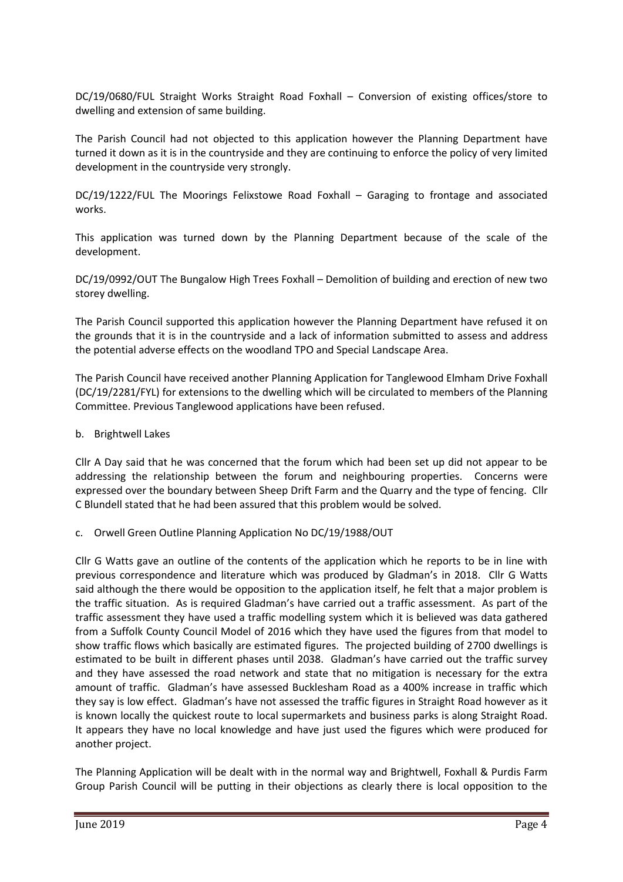DC/19/0680/FUL Straight Works Straight Road Foxhall – Conversion of existing offices/store to dwelling and extension of same building.

The Parish Council had not objected to this application however the Planning Department have turned it down as it is in the countryside and they are continuing to enforce the policy of very limited development in the countryside very strongly.

DC/19/1222/FUL The Moorings Felixstowe Road Foxhall – Garaging to frontage and associated works.

This application was turned down by the Planning Department because of the scale of the development.

DC/19/0992/OUT The Bungalow High Trees Foxhall – Demolition of building and erection of new two storey dwelling.

The Parish Council supported this application however the Planning Department have refused it on the grounds that it is in the countryside and a lack of information submitted to assess and address the potential adverse effects on the woodland TPO and Special Landscape Area.

The Parish Council have received another Planning Application for Tanglewood Elmham Drive Foxhall (DC/19/2281/FYL) for extensions to the dwelling which will be circulated to members of the Planning Committee. Previous Tanglewood applications have been refused.

b. Brightwell Lakes

Cllr A Day said that he was concerned that the forum which had been set up did not appear to be addressing the relationship between the forum and neighbouring properties. Concerns were expressed over the boundary between Sheep Drift Farm and the Quarry and the type of fencing. Cllr C Blundell stated that he had been assured that this problem would be solved.

c. Orwell Green Outline Planning Application No DC/19/1988/OUT

Cllr G Watts gave an outline of the contents of the application which he reports to be in line with previous correspondence and literature which was produced by Gladman's in 2018. Cllr G Watts said although the there would be opposition to the application itself, he felt that a major problem is the traffic situation. As is required Gladman's have carried out a traffic assessment. As part of the traffic assessment they have used a traffic modelling system which it is believed was data gathered from a Suffolk County Council Model of 2016 which they have used the figures from that model to show traffic flows which basically are estimated figures. The projected building of 2700 dwellings is estimated to be built in different phases until 2038. Gladman's have carried out the traffic survey and they have assessed the road network and state that no mitigation is necessary for the extra amount of traffic. Gladman's have assessed Bucklesham Road as a 400% increase in traffic which they say is low effect. Gladman's have not assessed the traffic figures in Straight Road however as it is known locally the quickest route to local supermarkets and business parks is along Straight Road. It appears they have no local knowledge and have just used the figures which were produced for another project.

The Planning Application will be dealt with in the normal way and Brightwell, Foxhall & Purdis Farm Group Parish Council will be putting in their objections as clearly there is local opposition to the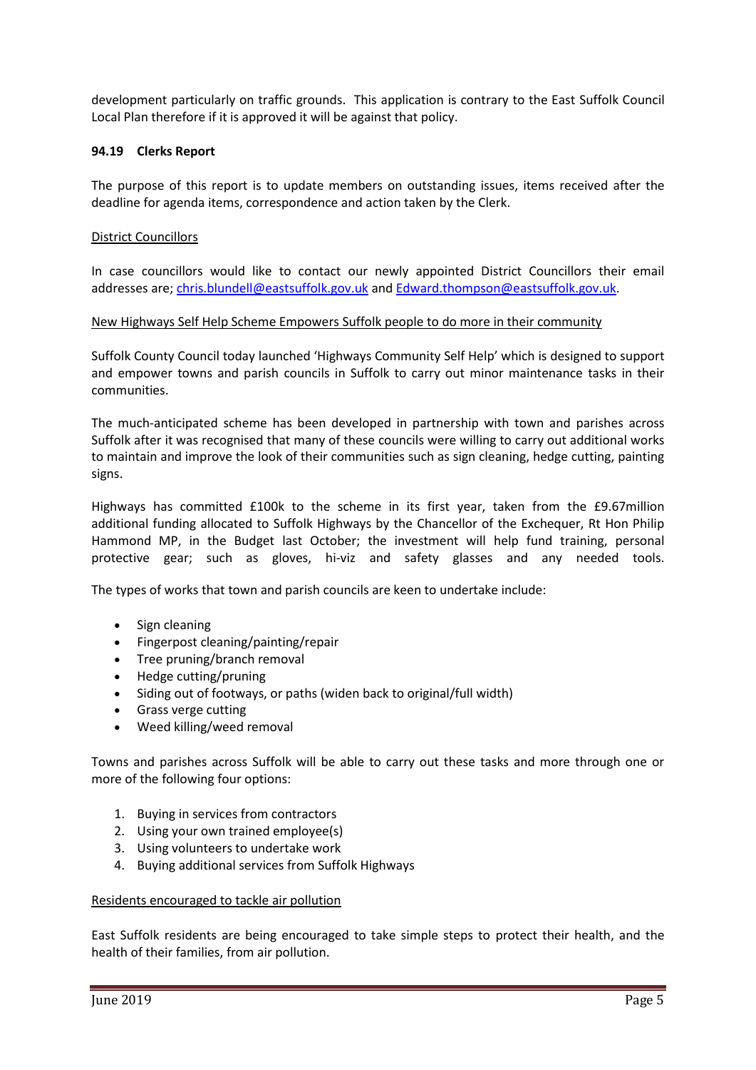development particularly on traffic grounds. This application is contrary to the East Suffolk Council Local Plan therefore if it is approved it will be against that policy.

**94.19 Clerks Report**

The purpose of this report is to update members on outstanding issues, items received after the deadline for agenda items, correspondence and action taken by the Clerk.

<u>District Councillors</u>

In case councillors would like to contact our newly appointed District Councillors their email addresses are; chris.blundell@eastsuffolk.gov.uk and Edward.thompson@eastsuffolk.gov.uk.

<u>New Highways Self Help Scheme Empowers Suffolk people to do more in their community</u>

Suffolk County Council today launched 'Highways Community Self Help' which is designed to support and empower towns and parish councils in Suffolk to carry out minor maintenance tasks in their communities.

The much-anticipated scheme has been developed in partnership with town and parishes across Suffolk after it was recognised that many of these councils were willing to carry out additional works to maintain and improve the look of their communities such as sign cleaning, hedge cutting, painting signs.

Highways has committed £100k to the scheme in its first year, taken from the £9.67million additional funding allocated to Suffolk Highways by the Chancellor of the Exchequer, Rt Hon Philip Hammond MP, in the Budget last October; the investment will help fund training, personal protective gear; such as gloves, hi-viz and safety glasses and any needed tools.

The types of works that town and parish councils are keen to undertake include:

- Sign cleaning
- Fingerpost cleaning/painting/repair
- Tree pruning/branch removal
- Hedge cutting/pruning
- Siding out of footways, or paths (widen back to original/full width)
- Grass verge cutting
- Weed killing/weed removal

Towns and parishes across Suffolk will be able to carry out these tasks and more through one or more of the following four options:

1. Buying in services from contractors
2. Using your own trained employee(s)
3. Using volunteers to undertake work
4. Buying additional services from Suffolk Highways

<u>Residents encouraged to tackle air pollution</u>

East Suffolk residents are being encouraged to take simple steps to protect their health, and the health of their families, from air pollution.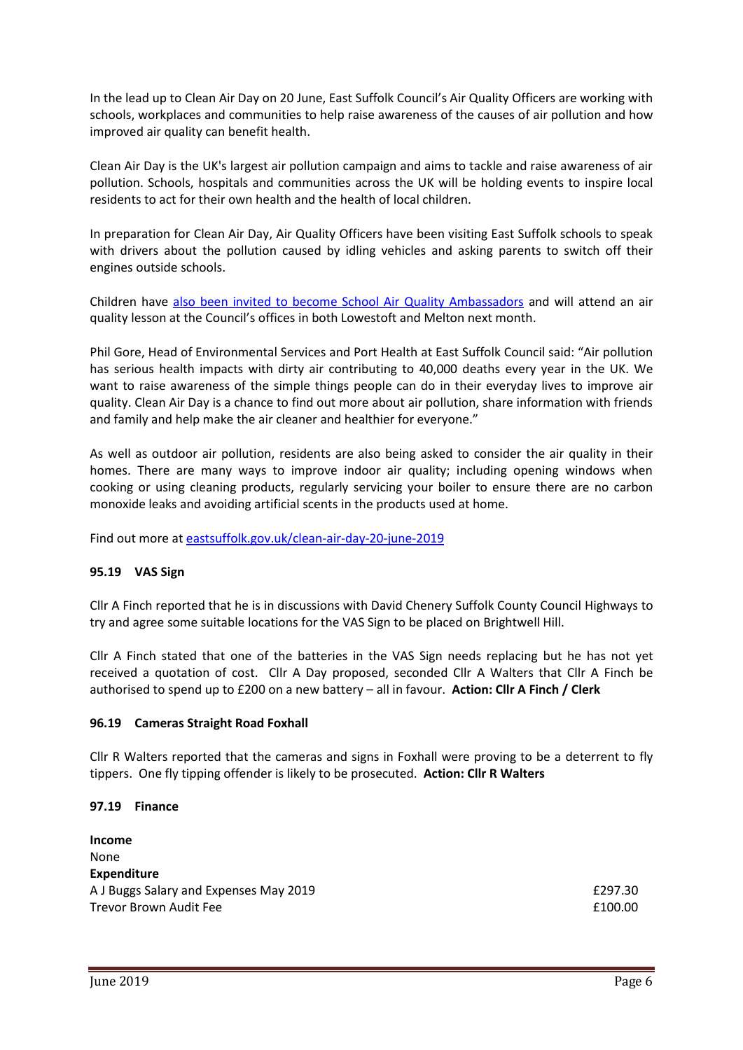In the lead up to Clean Air Day on 20 June, East Suffolk Council's Air Quality Officers are working with schools, workplaces and communities to help raise awareness of the causes of air pollution and how improved air quality can benefit health.

Clean Air Day is the UK's largest air pollution campaign and aims to tackle and raise awareness of air pollution. Schools, hospitals and communities across the UK will be holding events to inspire local residents to act for their own health and the health of local children.

In preparation for Clean Air Day, Air Quality Officers have been visiting East Suffolk schools to speak with drivers about the pollution caused by idling vehicles and asking parents to switch off their engines outside schools.

Children have also been invited to become School Air Quality Ambassadors and will attend an air quality lesson at the Council's offices in both Lowestoft and Melton next month.

Phil Gore, Head of Environmental Services and Port Health at East Suffolk Council said: "Air pollution has serious health impacts with dirty air contributing to 40,000 deaths every year in the UK. We want to raise awareness of the simple things people can do in their everyday lives to improve air quality. Clean Air Day is a chance to find out more about air pollution, share information with friends and family and help make the air cleaner and healthier for everyone."

As well as outdoor air pollution, residents are also being asked to consider the air quality in their homes. There are many ways to improve indoor air quality; including opening windows when cooking or using cleaning products, regularly servicing your boiler to ensure there are no carbon monoxide leaks and avoiding artificial scents in the products used at home.

Find out more at eastsuffolk.gov.uk/clean-air-day-20-june-2019

**95.19 VAS Sign**

Cllr A Finch reported that he is in discussions with David Chenery Suffolk County Council Highways to try and agree some suitable locations for the VAS Sign to be placed on Brightwell Hill.

Cllr A Finch stated that one of the batteries in the VAS Sign needs replacing but he has not yet received a quotation of cost. Cllr A Day proposed, seconded Cllr A Walters that Cllr A Finch be authorised to spend up to £200 on a new battery – all in favour. **Action: Cllr A Finch / Clerk**

**96.19 Cameras Straight Road Foxhall**

Cllr R Walters reported that the cameras and signs in Foxhall were proving to be a deterrent to fly tippers. One fly tipping offender is likely to be prosecuted. **Action: Cllr R Walters**

**97.19 Finance**

**Income**
None
**Expenditure**

| | |
|---|---|
| A J Buggs Salary and Expenses May 2019 | £297.30 |
| Trevor Brown Audit Fee | £100.00 |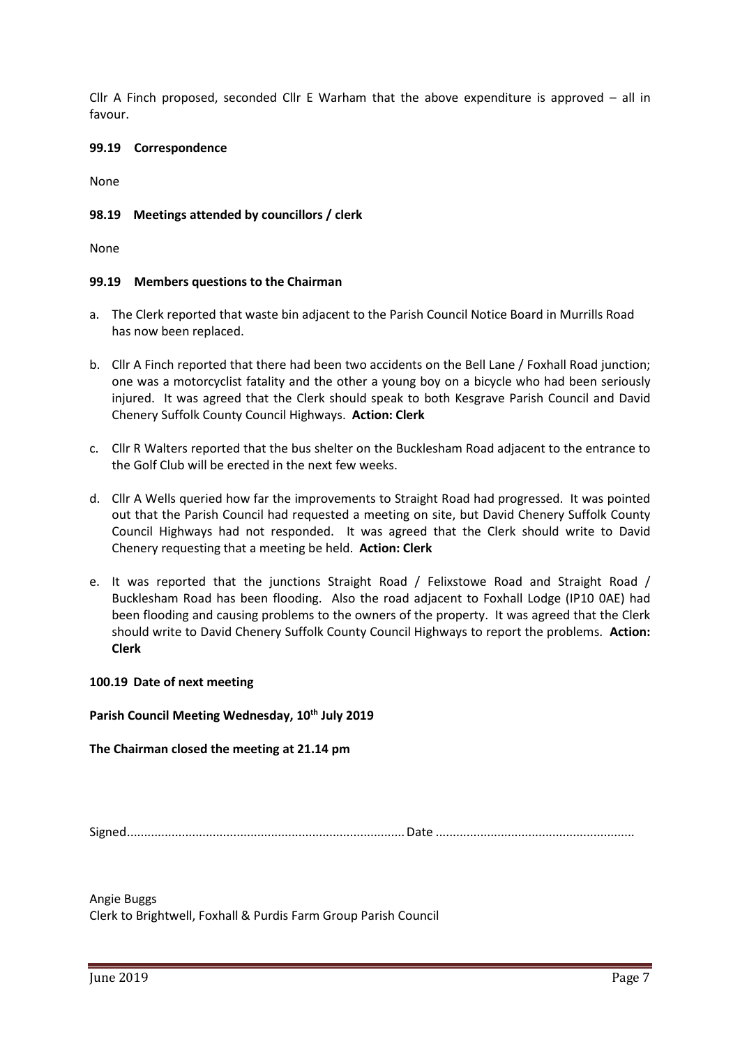Cllr A Finch proposed, seconded Cllr E Warham that the above expenditure is approved – all in favour.

### 99.19 Correspondence

None

### 98.19 Meetings attended by councillors / clerk

None

### 99.19 Members questions to the Chairman

a. The Clerk reported that waste bin adjacent to the Parish Council Notice Board in Murrills Road has now been replaced.

b. Cllr A Finch reported that there had been two accidents on the Bell Lane / Foxhall Road junction; one was a motorcyclist fatality and the other a young boy on a bicycle who had been seriously injured. It was agreed that the Clerk should speak to both Kesgrave Parish Council and David Chenery Suffolk County Council Highways. **Action: Clerk**

c. Cllr R Walters reported that the bus shelter on the Bucklesham Road adjacent to the entrance to the Golf Club will be erected in the next few weeks.

d. Cllr A Wells queried how far the improvements to Straight Road had progressed. It was pointed out that the Parish Council had requested a meeting on site, but David Chenery Suffolk County Council Highways had not responded. It was agreed that the Clerk should write to David Chenery requesting that a meeting be held. **Action: Clerk**

e. It was reported that the junctions Straight Road / Felixstowe Road and Straight Road / Bucklesham Road has been flooding. Also the road adjacent to Foxhall Lodge (IP10 0AE) had been flooding and causing problems to the owners of the property. It was agreed that the Clerk should write to David Chenery Suffolk County Council Highways to report the problems. **Action: Clerk**

### 100.19 Date of next meeting

**Parish Council Meeting Wednesday, 10th July 2019**

**The Chairman closed the meeting at 21.14 pm**

Signed................................................................................ Date .........................................................

Angie Buggs
Clerk to Brightwell, Foxhall & Purdis Farm Group Parish Council